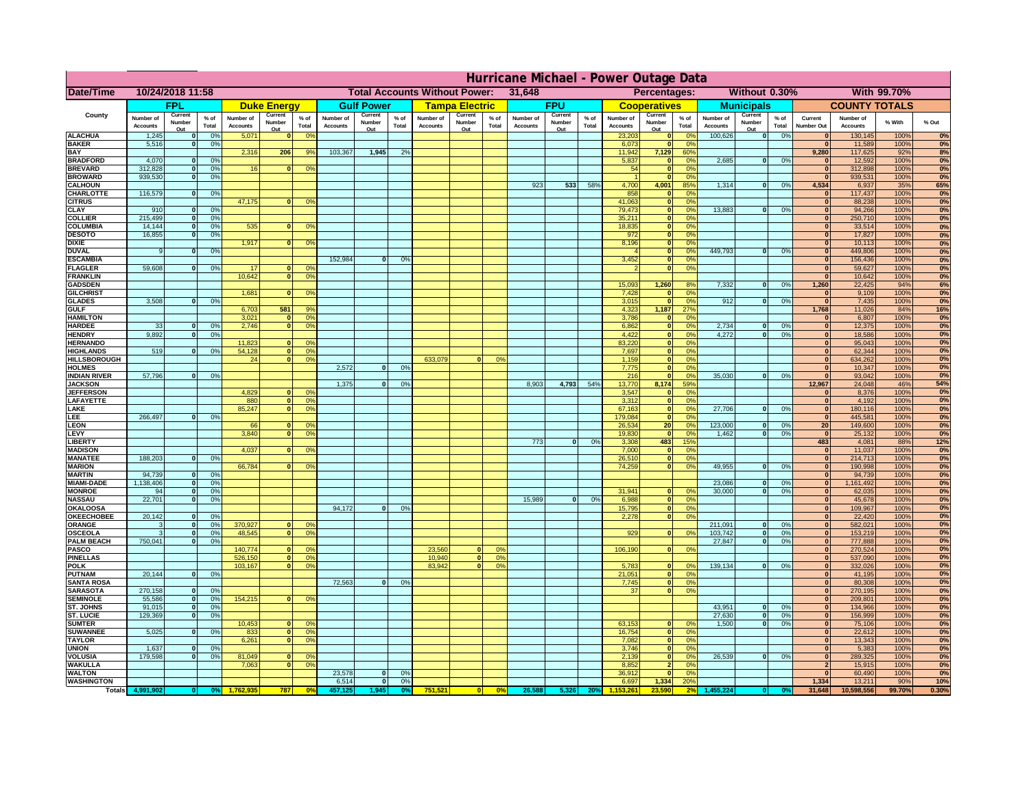# Hurricane Michael - Power Outage Data

| Date/Time | 10/24/2018 11:58 | Total Accounts Without Power: | 31,648 | Percentages: | Without 0.30% | With 99.70% |
|---|---|---|---|---|---|---|

| County | FPL | | | Duke Energy | | | Gulf Power | | | Tampa Electric | | | FPU | | | Cooperatives | | | Municipals | | | COUNTY TOTALS | | | |
|---|---|---|---|---|---|---|---|---|---|---|---|---|---|---|---|---|---|---|---|---|---|---|---|---|---|
| | Number of Accounts | Current Number Out | % of Total | Number of Accounts | Current Number Out | % of Total | Number of Accounts | Current Number Out | % of Total | Number of Accounts | Current Number Out | % of Total | Number of Accounts | Current Number Out | % of Total | Number of Accounts | Current Number Out | % of Total | Number of Accounts | Current Number Out | % of Total | Current Number Out | Number of Accounts | % With | % Out |
| ALACHUA | 1,245 | 0 | 0% | 5,071 | 0 | 0% | | | | | | | | | | 23,203 | 0 | 0% | 100,626 | 0 | 0% | 0 | 130,145 | 100% | 0% |
| BAKER | 5,516 | 0 | 0% | | | | | | | | | | | | | 6,073 | 0 | 0% | | | | 0 | 11,589 | 100% | 0% |
| BAY | | | | 2,316 | 206 | 9% | 103,367 | 1,945 | 2% | | | | | | | 11,942 | 7,129 | 60% | | | | 9,280 | 117,625 | 92% | 8% |
| BRADFORD | 4,070 | 0 | 0% | | | | | | | | | | | | | 5,837 | 0 | 0% | 2,685 | 0 | 0% | 0 | 12,592 | 100% | 0% |
| BREVARD | 312,828 | 0 | 0% | 16 | 0 | 0% | | | | | | | | | | 54 | 0 | 0% | | | | 0 | 312,898 | 100% | 0% |
| BROWARD | 939,530 | 0 | 0% | | | | | | | | | | | | | 1 | 0 | 0% | | | | 0 | 939,531 | 100% | 0% |
| CALHOUN | | | | | | | | | | | | | 923 | 533 | 58% | 4,700 | 4,001 | 85% | 1,314 | 0 | 0% | 4,534 | 6,937 | 35% | 65% |
| CHARLOTTE | 116,579 | 0 | 0% | | | | | | | | | | | | | 858 | 0 | 0% | | | | 0 | 117,437 | 100% | 0% |
| CITRUS | | | | 47,175 | 0 | 0% | | | | | | | | | | 41,063 | 0 | 0% | | | | 0 | 88,238 | 100% | 0% |
| CLAY | 910 | 0 | 0% | | | | | | | | | | | | | 79,473 | 0 | 0% | 13,883 | 0 | 0% | 0 | 94,266 | 100% | 0% |
| COLLIER | 215,499 | 0 | 0% | | | | | | | | | | | | | 35,211 | 0 | 0% | | | | 0 | 250,710 | 100% | 0% |
| COLUMBIA | 14,144 | 0 | 0% | 535 | 0 | 0% | | | | | | | | | | 18,835 | 0 | 0% | | | | 0 | 33,514 | 100% | 0% |
| DESOTO | 16,855 | 0 | 0% | | | | | | | | | | | | | 972 | 0 | 0% | | | | 0 | 17,827 | 100% | 0% |
| DIXIE | | | | 1,917 | 0 | 0% | | | | | | | | | | 8,196 | 0 | 0% | | | | 0 | 10,113 | 100% | 0% |
| DUVAL | 9 | 0 | 0% | | | | | | | | | | | | | 4 | 0 | 0% | 449,793 | 0 | 0% | 0 | 449,806 | 100% | 0% |
| ESCAMBIA | | | | | | | 152,984 | 0 | 0% | | | | | | | 3,452 | 0 | 0% | | | | 0 | 156,436 | 100% | 0% |
| FLAGLER | 59,608 | 0 | 0% | 17 | 0 | 0% | | | | | | | | | | 2 | 0 | 0% | | | | 0 | 59,627 | 100% | 0% |
| FRANKLIN | | | | 10,642 | 0 | 0% | | | | | | | | | | | | | | | | 0 | 10,642 | 100% | 0% |
| GADSDEN | | | | | | | | | | | | | | | | 15,093 | 1,260 | 8% | 7,332 | 0 | 0% | 1,260 | 22,425 | 94% | 6% |
| GILCHRIST | | | | 1,681 | 0 | 0% | | | | | | | | | | 7,428 | 0 | 0% | | | | 0 | 9,109 | 100% | 0% |
| GLADES | 3,508 | 0 | 0% | | | | | | | | | | | | | 3,015 | 0 | 0% | 912 | 0 | 0% | 0 | 7,435 | 100% | 0% |
| GULF | | | | 6,703 | 581 | 9% | | | | | | | | | | 4,323 | 1,187 | 27% | | | | 1,768 | 11,026 | 84% | 16% |
| HAMILTON | | | | 3,021 | 0 | 0% | | | | | | | | | | 3,786 | 0 | 0% | | | | 0 | 6,807 | 100% | 0% |
| HARDEE | 33 | 0 | 0% | 2,746 | 0 | 0% | | | | | | | | | | 6,862 | 0 | 0% | 2,734 | 0 | 0% | 0 | 12,375 | 100% | 0% |
| HENDRY | 9,892 | 0 | 0% | | | | | | | | | | | | | 4,422 | 0 | 0% | 4,272 | 0 | 0% | 0 | 18,586 | 100% | 0% |
| HERNANDO | | | | 11,823 | 0 | 0% | | | | | | | | | | 83,220 | 0 | 0% | | | | 0 | 95,043 | 100% | 0% |
| HIGHLANDS | 519 | 0 | 0% | 54,128 | 0 | 0% | | | | | | | | | | 7,697 | 0 | 0% | | | | 0 | 62,344 | 100% | 0% |
| HILLSBOROUGH | | | | 24 | 0 | 0% | | | | 633,079 | 0 | 0% | | | | 1,159 | 0 | 0% | | | | 0 | 634,262 | 100% | 0% |
| HOLMES | | | | | | | 2,572 | 0 | 0% | | | | | | | 7,775 | 0 | 0% | | | | 0 | 10,347 | 100% | 0% |
| INDIAN RIVER | 57,796 | 0 | 0% | | | | | | | | | | | | | 216 | 0 | 0% | 35,030 | 0 | 0% | 0 | 93,042 | 100% | 0% |
| JACKSON | | | | | | | 1,375 | 0 | 0% | | | | 8,903 | 4,793 | 54% | 13,770 | 8,174 | 59% | | | | 12,967 | 24,048 | 46% | 54% |
| JEFFERSON | | | | 4,829 | 0 | 0% | | | | | | | | | | 3,547 | 0 | 0% | | | | 0 | 8,376 | 100% | 0% |
| LAFAYETTE | | | | 880 | 0 | 0% | | | | | | | | | | 3,312 | 0 | 0% | | | | 0 | 4,192 | 100% | 0% |
| LAKE | | | | 85,247 | 0 | 0% | | | | | | | | | | 67,163 | 0 | 0% | 27,706 | 0 | 0% | 0 | 180,116 | 100% | 0% |
| LEE | 266,497 | 0 | 0% | | | | | | | | | | | | | 179,084 | 0 | 0% | | | | 0 | 445,581 | 100% | 0% |
| LEON | | | | 66 | 0 | 0% | | | | | | | | | | 26,534 | 20 | 0% | 123,000 | 0 | 0% | 20 | 149,600 | 100% | 0% |
| LEVY | | | | 3,840 | 0 | 0% | | | | | | | | | | 19,830 | 0 | 0% | 1,462 | 0 | 0% | 0 | 25,132 | 100% | 0% |
| LIBERTY | | | | | | | | | | | | | 773 | 0 | 0% | 3,308 | 483 | 15% | | | | 483 | 4,081 | 88% | 12% |
| MADISON | | | | 4,037 | 0 | 0% | | | | | | | | | | 7,000 | 0 | 0% | | | | 0 | 11,037 | 100% | 0% |
| MANATEE | 188,203 | 0 | 0% | | | | | | | | | | | | | 26,510 | 0 | 0% | | | | 0 | 214,713 | 100% | 0% |
| MARION | | | | 66,784 | 0 | 0% | | | | | | | | | | 74,259 | 0 | 0% | 49,955 | 0 | 0% | 0 | 190,998 | 100% | 0% |
| MARTIN | 94,739 | 0 | 0% | | | | | | | | | | | | | | | | | | | 0 | 94,739 | 100% | 0% |
| MIAMI-DADE | 1,138,406 | 0 | 0% | | | | | | | | | | | | | | | | 23,086 | 0 | 0% | 0 | 1,161,492 | 100% | 0% |
| MONROE | 94 | 0 | 0% | | | | | | | | | | | | | 31,941 | 0 | 0% | 30,000 | 0 | 0% | 0 | 62,035 | 100% | 0% |
| NASSAU | 22,701 | 0 | 0% | | | | | | | | | | 15,989 | 0 | 0% | 6,988 | 0 | 0% | | | | 0 | 45,678 | 100% | 0% |
| OKALOOSA | | | | | | | 94,172 | 0 | 0% | | | | | | | 15,795 | 0 | 0% | | | | 0 | 109,967 | 100% | 0% |
| OKEECHOBEE | 20,142 | 0 | 0% | | | | | | | | | | | | | 2,278 | 0 | 0% | | | | 0 | 22,420 | 100% | 0% |
| ORANGE | 3 | 0 | 0% | 370,927 | 0 | 0% | | | | | | | | | | | | | 211,091 | 0 | 0% | 0 | 582,021 | 100% | 0% |
| OSCEOLA | 3 | 0 | 0% | 48,545 | 0 | 0% | | | | | | | | | | 929 | 0 | 0% | 103,742 | 0 | 0% | 0 | 153,219 | 100% | 0% |
| PALM BEACH | 750,041 | 0 | 0% | | | | | | | | | | | | | | | | 27,847 | 0 | 0% | 0 | 777,888 | 100% | 0% |
| PASCO | | | | 140,774 | 0 | 0% | | | | 23,560 | 0 | 0% | | | | 106,190 | 0 | 0% | | | | 0 | 270,524 | 100% | 0% |
| PINELLAS | | | | 526,150 | 0 | 0% | | | | 10,940 | 0 | 0% | | | | | | | | | | 0 | 537,090 | 100% | 0% |
| POLK | | | | 103,167 | 0 | 0% | | | | 83,942 | 0 | 0% | | | | 5,783 | 0 | 0% | 139,134 | 0 | 0% | 0 | 332,026 | 100% | 0% |
| PUTNAM | 20,144 | 0 | 0% | | | | | | | | | | | | | 21,051 | 0 | 0% | | | | 0 | 41,195 | 100% | 0% |
| SANTA ROSA | | | | | | | 72,563 | 0 | 0% | | | | | | | 7,745 | 0 | 0% | | | | 0 | 80,308 | 100% | 0% |
| SARASOTA | 270,158 | 0 | 0% | | | | | | | | | | | | | 37 | 0 | 0% | | | | 0 | 270,195 | 100% | 0% |
| SEMINOLE | 55,586 | 0 | 0% | 154,215 | 0 | 0% | | | | | | | | | | | | | | | | 0 | 209,801 | 100% | 0% |
| ST. JOHNS | 91,015 | 0 | 0% | | | | | | | | | | | | | | | | 43,951 | 0 | 0% | 0 | 134,966 | 100% | 0% |
| ST. LUCIE | 129,369 | 0 | 0% | | | | | | | | | | | | | | | | 27,630 | 0 | 0% | 0 | 156,999 | 100% | 0% |
| SUMTER | | | | 10,453 | 0 | 0% | | | | | | | | | | 63,153 | 0 | 0% | 1,500 | 0 | 0% | 0 | 75,106 | 100% | 0% |
| SUWANNEE | 5,025 | 0 | 0% | 833 | 0 | 0% | | | | | | | | | | 16,754 | 0 | 0% | | | | 0 | 22,612 | 100% | 0% |
| TAYLOR | | | | 6,261 | 0 | 0% | | | | | | | | | | 7,082 | 0 | 0% | | | | 0 | 13,343 | 100% | 0% |
| UNION | 1,637 | 0 | 0% | | | | | | | | | | | | | 3,746 | 0 | 0% | | | | 0 | 5,383 | 100% | 0% |
| VOLUSIA | 179,598 | 0 | 0% | 81,049 | 0 | 0% | | | | | | | | | | 2,139 | 0 | 0% | 26,539 | 0 | 0% | 0 | 289,325 | 100% | 0% |
| WAKULLA | | | | 7,063 | 0 | 0% | | | | | | | | | | 8,852 | 2 | 0% | | | | 2 | 15,915 | 100% | 0% |
| WALTON | | | | | | | 23,578 | 0 | 0% | | | | | | | 36,912 | 0 | 0% | | | | 0 | 60,490 | 100% | 0% |
| WASHINGTON | | | | | | | 6,514 | 0 | 0% | | | | | | | 6,697 | 1,334 | 20% | | | | 1,334 | 13,211 | 90% | 10% |
| Totals | 4,991,902 | 0 | 0% | 1,762,935 | 787 | 0% | 457,125 | 1,945 | 0% | 751,521 | 0 | 0% | 26,588 | 5,326 | 20% | 1,153,261 | 23,590 | 2% | 1,455,224 | 0 | 0% | 31,648 | 10,598,556 | 99.70% | 0.30% |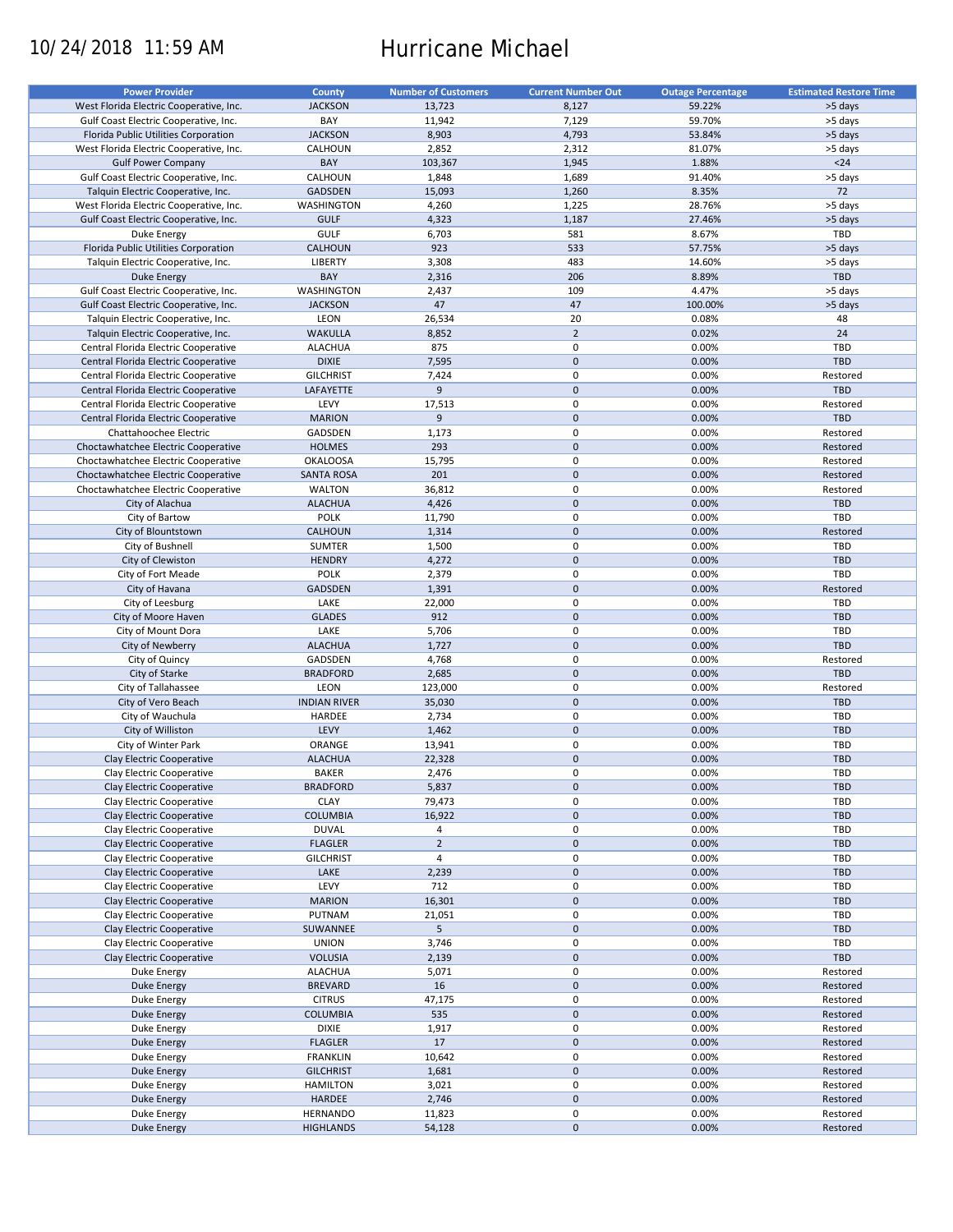10/24/2018 11:59 AM

# Hurricane Michael

| Power Provider | County | Number of Customers | Current Number Out | Outage Percentage | Estimated Restore Time |
|---|---|---|---|---|---|
| West Florida Electric Cooperative, Inc. | JACKSON | 13,723 | 8,127 | 59.22% | >5 days |
| Gulf Coast Electric Cooperative, Inc. | BAY | 11,942 | 7,129 | 59.70% | >5 days |
| Florida Public Utilities Corporation | JACKSON | 8,903 | 4,793 | 53.84% | >5 days |
| West Florida Electric Cooperative, Inc. | CALHOUN | 2,852 | 2,312 | 81.07% | >5 days |
| Gulf Power Company | BAY | 103,367 | 1,945 | 1.88% | <24 |
| Gulf Coast Electric Cooperative, Inc. | CALHOUN | 1,848 | 1,689 | 91.40% | >5 days |
| Talquin Electric Cooperative, Inc. | GADSDEN | 15,093 | 1,260 | 8.35% | 72 |
| West Florida Electric Cooperative, Inc. | WASHINGTON | 4,260 | 1,225 | 28.76% | >5 days |
| Gulf Coast Electric Cooperative, Inc. | GULF | 4,323 | 1,187 | 27.46% | >5 days |
| Duke Energy | GULF | 6,703 | 581 | 8.67% | TBD |
| Florida Public Utilities Corporation | CALHOUN | 923 | 533 | 57.75% | >5 days |
| Talquin Electric Cooperative, Inc. | LIBERTY | 3,308 | 483 | 14.60% | >5 days |
| Duke Energy | BAY | 2,316 | 206 | 8.89% | TBD |
| Gulf Coast Electric Cooperative, Inc. | WASHINGTON | 2,437 | 109 | 4.47% | >5 days |
| Gulf Coast Electric Cooperative, Inc. | JACKSON | 47 | 47 | 100.00% | >5 days |
| Talquin Electric Cooperative, Inc. | LEON | 26,534 | 20 | 0.08% | 48 |
| Talquin Electric Cooperative, Inc. | WAKULLA | 8,852 | 2 | 0.02% | 24 |
| Central Florida Electric Cooperative | ALACHUA | 875 | 0 | 0.00% | TBD |
| Central Florida Electric Cooperative | DIXIE | 7,595 | 0 | 0.00% | TBD |
| Central Florida Electric Cooperative | GILCHRIST | 7,424 | 0 | 0.00% | Restored |
| Central Florida Electric Cooperative | LAFAYETTE | 9 | 0 | 0.00% | TBD |
| Central Florida Electric Cooperative | LEVY | 17,513 | 0 | 0.00% | Restored |
| Central Florida Electric Cooperative | MARION | 9 | 0 | 0.00% | TBD |
| Chattahoochee Electric | GADSDEN | 1,173 | 0 | 0.00% | Restored |
| Choctawhatchee Electric Cooperative | HOLMES | 293 | 0 | 0.00% | Restored |
| Choctawhatchee Electric Cooperative | OKALOOSA | 15,795 | 0 | 0.00% | Restored |
| Choctawhatchee Electric Cooperative | SANTA ROSA | 201 | 0 | 0.00% | Restored |
| Choctawhatchee Electric Cooperative | WALTON | 36,812 | 0 | 0.00% | Restored |
| City of Alachua | ALACHUA | 4,426 | 0 | 0.00% | TBD |
| City of Bartow | POLK | 11,790 | 0 | 0.00% | TBD |
| City of Blountstown | CALHOUN | 1,314 | 0 | 0.00% | Restored |
| City of Bushnell | SUMTER | 1,500 | 0 | 0.00% | TBD |
| City of Clewiston | HENDRY | 4,272 | 0 | 0.00% | TBD |
| City of Fort Meade | POLK | 2,379 | 0 | 0.00% | TBD |
| City of Havana | GADSDEN | 1,391 | 0 | 0.00% | Restored |
| City of Leesburg | LAKE | 22,000 | 0 | 0.00% | TBD |
| City of Moore Haven | GLADES | 912 | 0 | 0.00% | TBD |
| City of Mount Dora | LAKE | 5,706 | 0 | 0.00% | TBD |
| City of Newberry | ALACHUA | 1,727 | 0 | 0.00% | TBD |
| City of Quincy | GADSDEN | 4,768 | 0 | 0.00% | Restored |
| City of Starke | BRADFORD | 2,685 | 0 | 0.00% | TBD |
| City of Tallahassee | LEON | 123,000 | 0 | 0.00% | Restored |
| City of Vero Beach | INDIAN RIVER | 35,030 | 0 | 0.00% | TBD |
| City of Wauchula | HARDEE | 2,734 | 0 | 0.00% | TBD |
| City of Williston | LEVY | 1,462 | 0 | 0.00% | TBD |
| City of Winter Park | ORANGE | 13,941 | 0 | 0.00% | TBD |
| Clay Electric Cooperative | ALACHUA | 22,328 | 0 | 0.00% | TBD |
| Clay Electric Cooperative | BAKER | 2,476 | 0 | 0.00% | TBD |
| Clay Electric Cooperative | BRADFORD | 5,837 | 0 | 0.00% | TBD |
| Clay Electric Cooperative | CLAY | 79,473 | 0 | 0.00% | TBD |
| Clay Electric Cooperative | COLUMBIA | 16,922 | 0 | 0.00% | TBD |
| Clay Electric Cooperative | DUVAL | 4 | 0 | 0.00% | TBD |
| Clay Electric Cooperative | FLAGLER | 2 | 0 | 0.00% | TBD |
| Clay Electric Cooperative | GILCHRIST | 4 | 0 | 0.00% | TBD |
| Clay Electric Cooperative | LAKE | 2,239 | 0 | 0.00% | TBD |
| Clay Electric Cooperative | LEVY | 712 | 0 | 0.00% | TBD |
| Clay Electric Cooperative | MARION | 16,301 | 0 | 0.00% | TBD |
| Clay Electric Cooperative | PUTNAM | 21,051 | 0 | 0.00% | TBD |
| Clay Electric Cooperative | SUWANNEE | 5 | 0 | 0.00% | TBD |
| Clay Electric Cooperative | UNION | 3,746 | 0 | 0.00% | TBD |
| Clay Electric Cooperative | VOLUSIA | 2,139 | 0 | 0.00% | TBD |
| Duke Energy | ALACHUA | 5,071 | 0 | 0.00% | Restored |
| Duke Energy | BREVARD | 16 | 0 | 0.00% | Restored |
| Duke Energy | CITRUS | 47,175 | 0 | 0.00% | Restored |
| Duke Energy | COLUMBIA | 535 | 0 | 0.00% | Restored |
| Duke Energy | DIXIE | 1,917 | 0 | 0.00% | Restored |
| Duke Energy | FLAGLER | 17 | 0 | 0.00% | Restored |
| Duke Energy | FRANKLIN | 10,642 | 0 | 0.00% | Restored |
| Duke Energy | GILCHRIST | 1,681 | 0 | 0.00% | Restored |
| Duke Energy | HAMILTON | 3,021 | 0 | 0.00% | Restored |
| Duke Energy | HARDEE | 2,746 | 0 | 0.00% | Restored |
| Duke Energy | HERNANDO | 11,823 | 0 | 0.00% | Restored |
| Duke Energy | HIGHLANDS | 54,128 | 0 | 0.00% | Restored |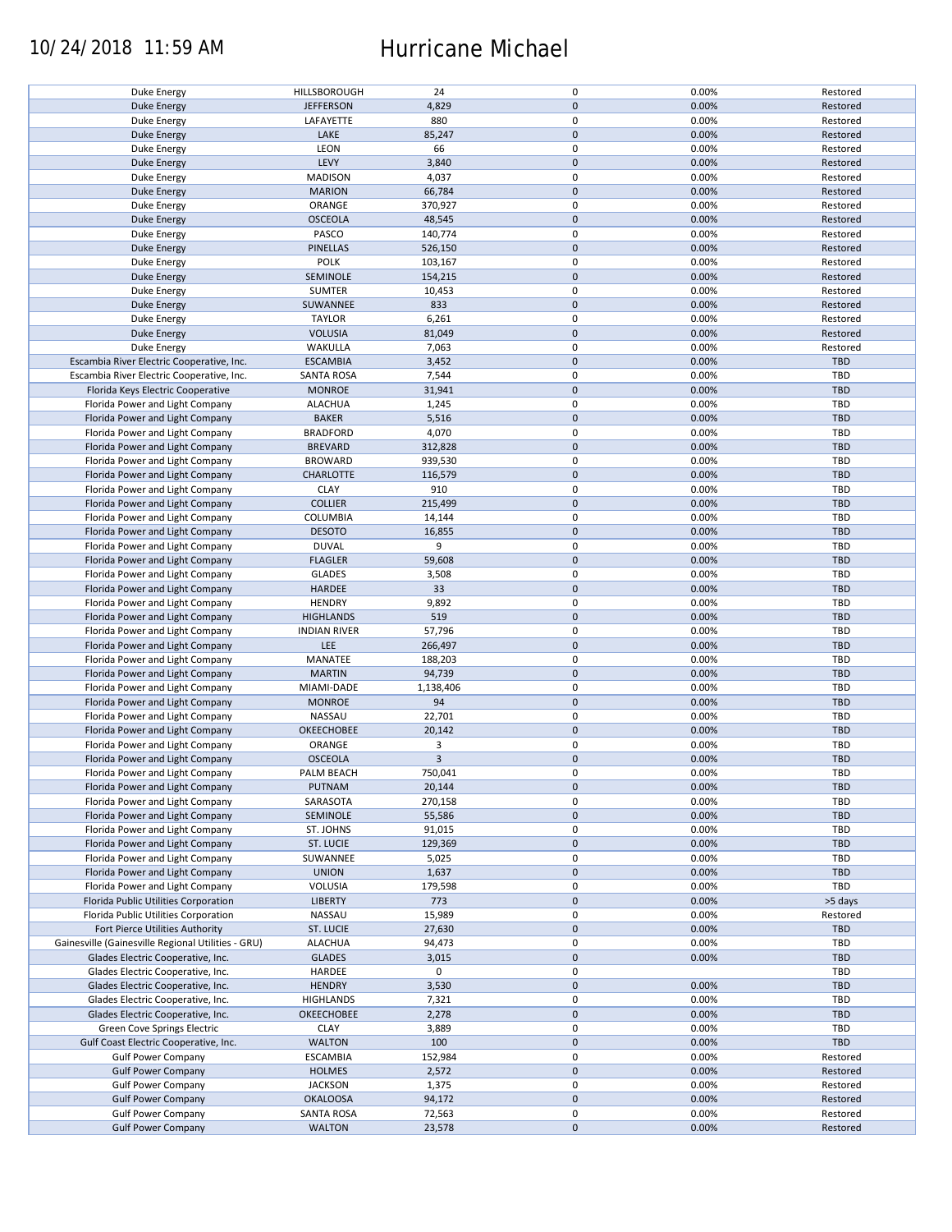| | | | | | |
|---|---|---|---|---|---|
| Duke Energy | HILLSBOROUGH | 24 | 0 | 0.00% | Restored |
| Duke Energy | JEFFERSON | 4,829 | 0 | 0.00% | Restored |
| Duke Energy | LAFAYETTE | 880 | 0 | 0.00% | Restored |
| Duke Energy | LAKE | 85,247 | 0 | 0.00% | Restored |
| Duke Energy | LEON | 66 | 0 | 0.00% | Restored |
| Duke Energy | LEVY | 3,840 | 0 | 0.00% | Restored |
| Duke Energy | MADISON | 4,037 | 0 | 0.00% | Restored |
| Duke Energy | MARION | 66,784 | 0 | 0.00% | Restored |
| Duke Energy | ORANGE | 370,927 | 0 | 0.00% | Restored |
| Duke Energy | OSCEOLA | 48,545 | 0 | 0.00% | Restored |
| Duke Energy | PASCO | 140,774 | 0 | 0.00% | Restored |
| Duke Energy | PINELLAS | 526,150 | 0 | 0.00% | Restored |
| Duke Energy | POLK | 103,167 | 0 | 0.00% | Restored |
| Duke Energy | SEMINOLE | 154,215 | 0 | 0.00% | Restored |
| Duke Energy | SUMTER | 10,453 | 0 | 0.00% | Restored |
| Duke Energy | SUWANNEE | 833 | 0 | 0.00% | Restored |
| Duke Energy | TAYLOR | 6,261 | 0 | 0.00% | Restored |
| Duke Energy | VOLUSIA | 81,049 | 0 | 0.00% | Restored |
| Duke Energy | WAKULLA | 7,063 | 0 | 0.00% | Restored |
| Escambia River Electric Cooperative, Inc. | ESCAMBIA | 3,452 | 0 | 0.00% | TBD |
| Escambia River Electric Cooperative, Inc. | SANTA ROSA | 7,544 | 0 | 0.00% | TBD |
| Florida Keys Electric Cooperative | MONROE | 31,941 | 0 | 0.00% | TBD |
| Florida Power and Light Company | ALACHUA | 1,245 | 0 | 0.00% | TBD |
| Florida Power and Light Company | BAKER | 5,516 | 0 | 0.00% | TBD |
| Florida Power and Light Company | BRADFORD | 4,070 | 0 | 0.00% | TBD |
| Florida Power and Light Company | BREVARD | 312,828 | 0 | 0.00% | TBD |
| Florida Power and Light Company | BROWARD | 939,530 | 0 | 0.00% | TBD |
| Florida Power and Light Company | CHARLOTTE | 116,579 | 0 | 0.00% | TBD |
| Florida Power and Light Company | CLAY | 910 | 0 | 0.00% | TBD |
| Florida Power and Light Company | COLLIER | 215,499 | 0 | 0.00% | TBD |
| Florida Power and Light Company | COLUMBIA | 14,144 | 0 | 0.00% | TBD |
| Florida Power and Light Company | DESOTO | 16,855 | 0 | 0.00% | TBD |
| Florida Power and Light Company | DUVAL | 9 | 0 | 0.00% | TBD |
| Florida Power and Light Company | FLAGLER | 59,608 | 0 | 0.00% | TBD |
| Florida Power and Light Company | GLADES | 3,508 | 0 | 0.00% | TBD |
| Florida Power and Light Company | HARDEE | 33 | 0 | 0.00% | TBD |
| Florida Power and Light Company | HENDRY | 9,892 | 0 | 0.00% | TBD |
| Florida Power and Light Company | HIGHLANDS | 519 | 0 | 0.00% | TBD |
| Florida Power and Light Company | INDIAN RIVER | 57,796 | 0 | 0.00% | TBD |
| Florida Power and Light Company | LEE | 266,497 | 0 | 0.00% | TBD |
| Florida Power and Light Company | MANATEE | 188,203 | 0 | 0.00% | TBD |
| Florida Power and Light Company | MARTIN | 94,739 | 0 | 0.00% | TBD |
| Florida Power and Light Company | MIAMI-DADE | 1,138,406 | 0 | 0.00% | TBD |
| Florida Power and Light Company | MONROE | 94 | 0 | 0.00% | TBD |
| Florida Power and Light Company | NASSAU | 22,701 | 0 | 0.00% | TBD |
| Florida Power and Light Company | OKEECHOBEE | 20,142 | 0 | 0.00% | TBD |
| Florida Power and Light Company | ORANGE | 3 | 0 | 0.00% | TBD |
| Florida Power and Light Company | OSCEOLA | 3 | 0 | 0.00% | TBD |
| Florida Power and Light Company | PALM BEACH | 750,041 | 0 | 0.00% | TBD |
| Florida Power and Light Company | PUTNAM | 20,144 | 0 | 0.00% | TBD |
| Florida Power and Light Company | SARASOTA | 270,158 | 0 | 0.00% | TBD |
| Florida Power and Light Company | SEMINOLE | 55,586 | 0 | 0.00% | TBD |
| Florida Power and Light Company | ST. JOHNS | 91,015 | 0 | 0.00% | TBD |
| Florida Power and Light Company | ST. LUCIE | 129,369 | 0 | 0.00% | TBD |
| Florida Power and Light Company | SUWANNEE | 5,025 | 0 | 0.00% | TBD |
| Florida Power and Light Company | UNION | 1,637 | 0 | 0.00% | TBD |
| Florida Power and Light Company | VOLUSIA | 179,598 | 0 | 0.00% | TBD |
| Florida Public Utilities Corporation | LIBERTY | 773 | 0 | 0.00% | >5 days |
| Florida Public Utilities Corporation | NASSAU | 15,989 | 0 | 0.00% | Restored |
| Fort Pierce Utilities Authority | ST. LUCIE | 27,630 | 0 | 0.00% | TBD |
| Gainesville (Gainesville Regional Utilities - GRU) | ALACHUA | 94,473 | 0 | 0.00% | TBD |
| Glades Electric Cooperative, Inc. | GLADES | 3,015 | 0 | 0.00% | TBD |
| Glades Electric Cooperative, Inc. | HARDEE | 0 | 0 | | TBD |
| Glades Electric Cooperative, Inc. | HENDRY | 3,530 | 0 | 0.00% | TBD |
| Glades Electric Cooperative, Inc. | HIGHLANDS | 7,321 | 0 | 0.00% | TBD |
| Glades Electric Cooperative, Inc. | OKEECHOBEE | 2,278 | 0 | 0.00% | TBD |
| Green Cove Springs Electric | CLAY | 3,889 | 0 | 0.00% | TBD |
| Gulf Coast Electric Cooperative, Inc. | WALTON | 100 | 0 | 0.00% | TBD |
| Gulf Power Company | ESCAMBIA | 152,984 | 0 | 0.00% | Restored |
| Gulf Power Company | HOLMES | 2,572 | 0 | 0.00% | Restored |
| Gulf Power Company | JACKSON | 1,375 | 0 | 0.00% | Restored |
| Gulf Power Company | OKALOOSA | 94,172 | 0 | 0.00% | Restored |
| Gulf Power Company | SANTA ROSA | 72,563 | 0 | 0.00% | Restored |
| Gulf Power Company | WALTON | 23,578 | 0 | 0.00% | Restored |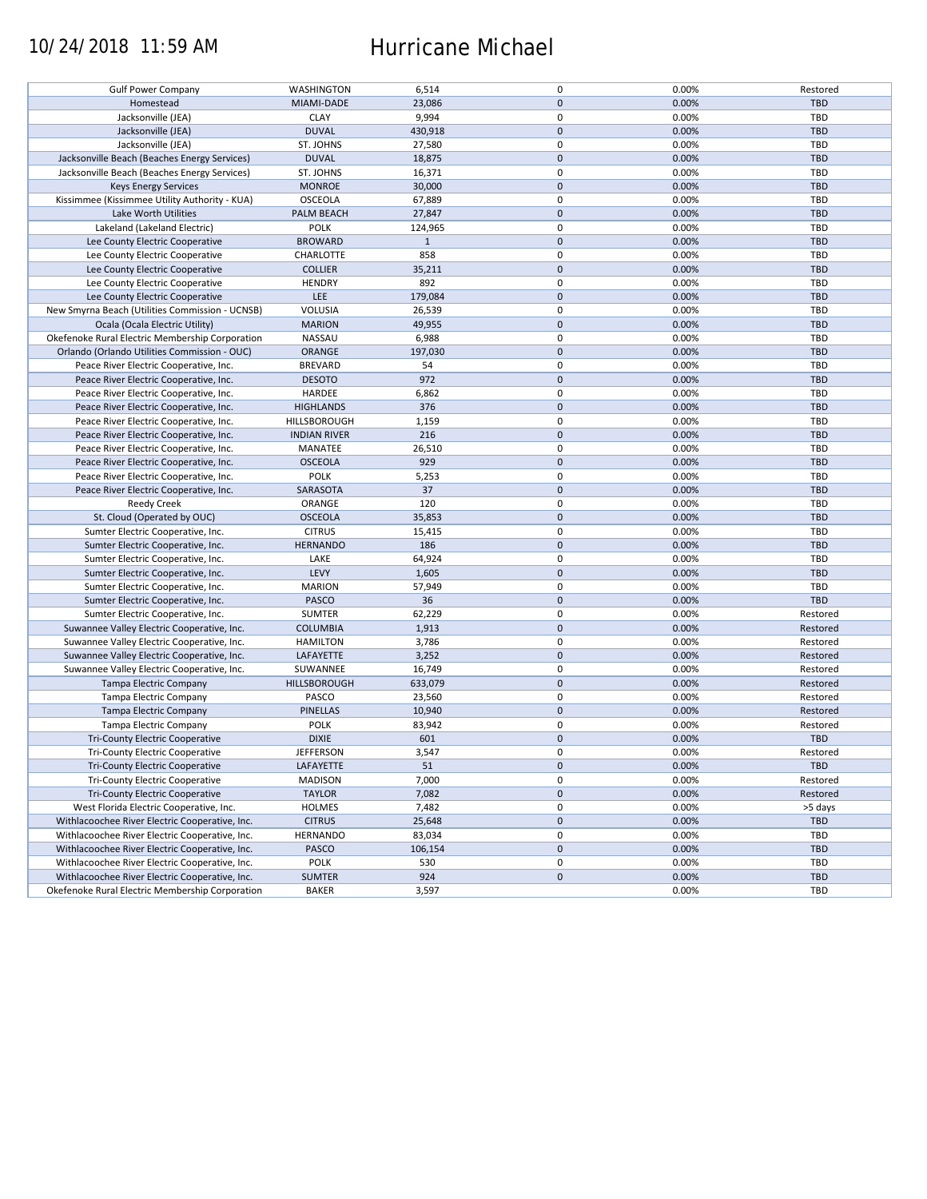| | | | | | |
|---|---|---|---|---|---|
| Gulf Power Company | WASHINGTON | 6,514 | 0 | 0.00% | Restored |
| Homestead | MIAMI-DADE | 23,086 | 0 | 0.00% | TBD |
| Jacksonville (JEA) | CLAY | 9,994 | 0 | 0.00% | TBD |
| Jacksonville (JEA) | DUVAL | 430,918 | 0 | 0.00% | TBD |
| Jacksonville (JEA) | ST. JOHNS | 27,580 | 0 | 0.00% | TBD |
| Jacksonville Beach (Beaches Energy Services) | DUVAL | 18,875 | 0 | 0.00% | TBD |
| Jacksonville Beach (Beaches Energy Services) | ST. JOHNS | 16,371 | 0 | 0.00% | TBD |
| Keys Energy Services | MONROE | 30,000 | 0 | 0.00% | TBD |
| Kissimmee (Kissimmee Utility Authority - KUA) | OSCEOLA | 67,889 | 0 | 0.00% | TBD |
| Lake Worth Utilities | PALM BEACH | 27,847 | 0 | 0.00% | TBD |
| Lakeland (Lakeland Electric) | POLK | 124,965 | 0 | 0.00% | TBD |
| Lee County Electric Cooperative | BROWARD | 1 | 0 | 0.00% | TBD |
| Lee County Electric Cooperative | CHARLOTTE | 858 | 0 | 0.00% | TBD |
| Lee County Electric Cooperative | COLLIER | 35,211 | 0 | 0.00% | TBD |
| Lee County Electric Cooperative | HENDRY | 892 | 0 | 0.00% | TBD |
| Lee County Electric Cooperative | LEE | 179,084 | 0 | 0.00% | TBD |
| New Smyrna Beach (Utilities Commission - UCNSB) | VOLUSIA | 26,539 | 0 | 0.00% | TBD |
| Ocala (Ocala Electric Utility) | MARION | 49,955 | 0 | 0.00% | TBD |
| Okefenoke Rural Electric Membership Corporation | NASSAU | 6,988 | 0 | 0.00% | TBD |
| Orlando (Orlando Utilities Commission - OUC) | ORANGE | 197,030 | 0 | 0.00% | TBD |
| Peace River Electric Cooperative, Inc. | BREVARD | 54 | 0 | 0.00% | TBD |
| Peace River Electric Cooperative, Inc. | DESOTO | 972 | 0 | 0.00% | TBD |
| Peace River Electric Cooperative, Inc. | HARDEE | 6,862 | 0 | 0.00% | TBD |
| Peace River Electric Cooperative, Inc. | HIGHLANDS | 376 | 0 | 0.00% | TBD |
| Peace River Electric Cooperative, Inc. | HILLSBOROUGH | 1,159 | 0 | 0.00% | TBD |
| Peace River Electric Cooperative, Inc. | INDIAN RIVER | 216 | 0 | 0.00% | TBD |
| Peace River Electric Cooperative, Inc. | MANATEE | 26,510 | 0 | 0.00% | TBD |
| Peace River Electric Cooperative, Inc. | OSCEOLA | 929 | 0 | 0.00% | TBD |
| Peace River Electric Cooperative, Inc. | POLK | 5,253 | 0 | 0.00% | TBD |
| Peace River Electric Cooperative, Inc. | SARASOTA | 37 | 0 | 0.00% | TBD |
| Reedy Creek | ORANGE | 120 | 0 | 0.00% | TBD |
| St. Cloud (Operated by OUC) | OSCEOLA | 35,853 | 0 | 0.00% | TBD |
| Sumter Electric Cooperative, Inc. | CITRUS | 15,415 | 0 | 0.00% | TBD |
| Sumter Electric Cooperative, Inc. | HERNANDO | 186 | 0 | 0.00% | TBD |
| Sumter Electric Cooperative, Inc. | LAKE | 64,924 | 0 | 0.00% | TBD |
| Sumter Electric Cooperative, Inc. | LEVY | 1,605 | 0 | 0.00% | TBD |
| Sumter Electric Cooperative, Inc. | MARION | 57,949 | 0 | 0.00% | TBD |
| Sumter Electric Cooperative, Inc. | PASCO | 36 | 0 | 0.00% | TBD |
| Sumter Electric Cooperative, Inc. | SUMTER | 62,229 | 0 | 0.00% | Restored |
| Suwannee Valley Electric Cooperative, Inc. | COLUMBIA | 1,913 | 0 | 0.00% | Restored |
| Suwannee Valley Electric Cooperative, Inc. | HAMILTON | 3,786 | 0 | 0.00% | Restored |
| Suwannee Valley Electric Cooperative, Inc. | LAFAYETTE | 3,252 | 0 | 0.00% | Restored |
| Suwannee Valley Electric Cooperative, Inc. | SUWANNEE | 16,749 | 0 | 0.00% | Restored |
| Tampa Electric Company | HILLSBOROUGH | 633,079 | 0 | 0.00% | Restored |
| Tampa Electric Company | PASCO | 23,560 | 0 | 0.00% | Restored |
| Tampa Electric Company | PINELLAS | 10,940 | 0 | 0.00% | Restored |
| Tampa Electric Company | POLK | 83,942 | 0 | 0.00% | Restored |
| Tri-County Electric Cooperative | DIXIE | 601 | 0 | 0.00% | TBD |
| Tri-County Electric Cooperative | JEFFERSON | 3,547 | 0 | 0.00% | Restored |
| Tri-County Electric Cooperative | LAFAYETTE | 51 | 0 | 0.00% | TBD |
| Tri-County Electric Cooperative | MADISON | 7,000 | 0 | 0.00% | Restored |
| Tri-County Electric Cooperative | TAYLOR | 7,082 | 0 | 0.00% | Restored |
| West Florida Electric Cooperative, Inc. | HOLMES | 7,482 | 0 | 0.00% | >5 days |
| Withlacoochee River Electric Cooperative, Inc. | CITRUS | 25,648 | 0 | 0.00% | TBD |
| Withlacoochee River Electric Cooperative, Inc. | HERNANDO | 83,034 | 0 | 0.00% | TBD |
| Withlacoochee River Electric Cooperative, Inc. | PASCO | 106,154 | 0 | 0.00% | TBD |
| Withlacoochee River Electric Cooperative, Inc. | POLK | 530 | 0 | 0.00% | TBD |
| Withlacoochee River Electric Cooperative, Inc. | SUMTER | 924 | 0 | 0.00% | TBD |
| Okefenoke Rural Electric Membership Corporation | BAKER | 3,597 | | 0.00% | TBD |